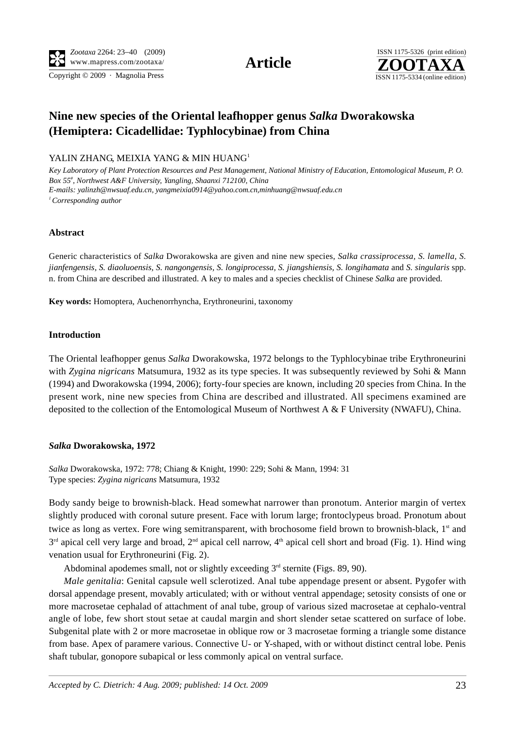**Article**

# Nine new species of the Oriental leafhopper genus *Salka* Dworakowska (Hemiptera: Cicadellidae: Typhlocybinae) from China

YALIN ZHANG, MEIXIA YANG & MIN HUANG[1]

*Key Laboratory of Plant Protection Resources and Pest Management, National Ministry of Education, Entomological Museum, P. O. Box 55#, Northwest A&F University, Yangling, Shaanxi 712100, China*
*E-mails: yalinzh@nwsuaf.edu.cn, yangmeixia0914@yahoo.com.cn,minhuang@nwsuaf.edu.cn*
*[1] Corresponding author*

### Abstract

Generic characteristics of *Salka* Dworakowska are given and nine new species, *Salka crassiprocessa, S. lamella, S. jianfengensis, S. diaoluoensis, S. nangongensis, S. longiprocessa, S. jiangshiensis, S. longihamata* and *S. singularis* spp. n. from China are described and illustrated. A key to males and a species checklist of Chinese *Salka* are provided.

**Key words:** Homoptera, Auchenorrhyncha, Erythroneurini, taxonomy

### Introduction

The Oriental leafhopper genus *Salka* Dworakowska, 1972 belongs to the Typhlocybinae tribe Erythroneurini with *Zygina nigricans* Matsumura, 1932 as its type species. It was subsequently reviewed by Sohi & Mann (1994) and Dworakowska (1994, 2006); forty-four species are known, including 20 species from China. In the present work, nine new species from China are described and illustrated. All specimens examined are deposited to the collection of the Entomological Museum of Northwest A & F University (NWAFU), China.

### *Salka* Dworakowska, 1972

*Salka* Dworakowska, 1972: 778; Chiang & Knight, 1990: 229; Sohi & Mann, 1994: 31
Type species: *Zygina nigricans* Matsumura, 1932

Body sandy beige to brownish-black. Head somewhat narrower than pronotum. Anterior margin of vertex slightly produced with coronal suture present. Face with lorum large; frontoclypeus broad. Pronotum about twice as long as vertex. Fore wing semitransparent, with brochosome field brown to brownish-black, 1st and 3rd apical cell very large and broad, 2nd apical cell narrow, 4th apical cell short and broad (Fig. 1). Hind wing venation usual for Erythroneurini (Fig. 2).

Abdominal apodemes small, not or slightly exceeding 3rd sternite (Figs. 89, 90).

*Male genitalia*: Genital capsule well sclerotized. Anal tube appendage present or absent. Pygofer with dorsal appendage present, movably articulated; with or without ventral appendage; setosity consists of one or more macrosetae cephalad of attachment of anal tube, group of various sized macrosetae at cephalo-ventral angle of lobe, few short stout setae at caudal margin and short slender setae scattered on surface of lobe. Subgenital plate with 2 or more macrosetae in oblique row or 3 macrosetae forming a triangle some distance from base. Apex of paramere various. Connective U- or Y-shaped, with or without distinct central lobe. Penis shaft tubular, gonopore subapical or less commonly apical on ventral surface.

*Accepted by C. Dietrich: 4 Aug. 2009; published: 14 Oct. 2009*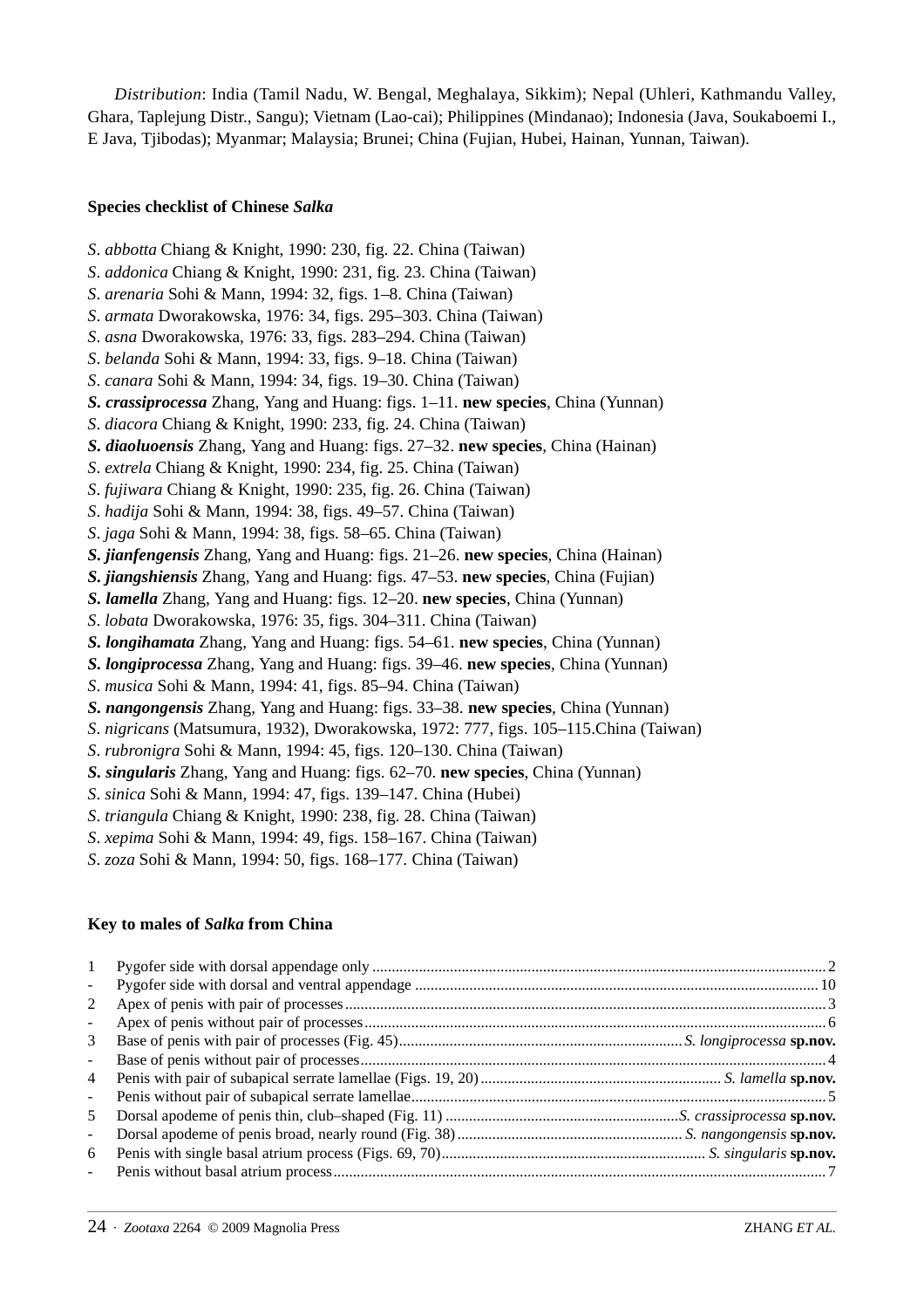*Distribution*: India (Tamil Nadu, W. Bengal, Meghalaya, Sikkim); Nepal (Uhleri, Kathmandu Valley, Ghara, Taplejung Distr., Sangu); Vietnam (Lao-cai); Philippines (Mindanao); Indonesia (Java, Soukaboemi I., E Java, Tjibodas); Myanmar; Malaysia; Brunei; China (Fujian, Hubei, Hainan, Yunnan, Taiwan).

**Species checklist of Chinese *Salka***

*S. abbotta* Chiang & Knight, 1990: 230, fig. 22. China (Taiwan)
*S. addonica* Chiang & Knight, 1990: 231, fig. 23. China (Taiwan)
*S. arenaria* Sohi & Mann, 1994: 32, figs. 1–8. China (Taiwan)
*S. armata* Dworakowska, 1976: 34, figs. 295–303. China (Taiwan)
*S. asna* Dworakowska, 1976: 33, figs. 283–294. China (Taiwan)
*S. belanda* Sohi & Mann, 1994: 33, figs. 9–18. China (Taiwan)
*S. canara* Sohi & Mann, 1994: 34, figs. 19–30. China (Taiwan)
***S. crassiprocessa*** Zhang, Yang and Huang: figs. 1–11. **new species**, China (Yunnan)
*S. diacora* Chiang & Knight, 1990: 233, fig. 24. China (Taiwan)
***S. diaoluoensis*** Zhang, Yang and Huang: figs. 27–32. **new species**, China (Hainan)
*S. extrela* Chiang & Knight, 1990: 234, fig. 25. China (Taiwan)
*S. fujiwara* Chiang & Knight, 1990: 235, fig. 26. China (Taiwan)
*S. hadija* Sohi & Mann, 1994: 38, figs. 49–57. China (Taiwan)
*S. jaga* Sohi & Mann, 1994: 38, figs. 58–65. China (Taiwan)
***S. jianfengensis*** Zhang, Yang and Huang: figs. 21–26. **new species**, China (Hainan)
***S. jiangshiensis*** Zhang, Yang and Huang: figs. 47–53. **new species**, China (Fujian)
***S. lamella*** Zhang, Yang and Huang: figs. 12–20. **new species**, China (Yunnan)
*S. lobata* Dworakowska, 1976: 35, figs. 304–311. China (Taiwan)
***S. longihamata*** Zhang, Yang and Huang: figs. 54–61. **new species**, China (Yunnan)
***S. longiprocessa*** Zhang, Yang and Huang: figs. 39–46. **new species**, China (Yunnan)
*S. musica* Sohi & Mann, 1994: 41, figs. 85–94. China (Taiwan)
***S. nangongensis*** Zhang, Yang and Huang: figs. 33–38. **new species**, China (Yunnan)
*S. nigricans* (Matsumura, 1932), Dworakowska, 1972: 777, figs. 105–115.China (Taiwan)
*S. rubronigra* Sohi & Mann, 1994: 45, figs. 120–130. China (Taiwan)
***S. singularis*** Zhang, Yang and Huang: figs. 62–70. **new species**, China (Yunnan)
*S. sinica* Sohi & Mann, 1994: 47, figs. 139–147. China (Hubei)
*S. triangula* Chiang & Knight, 1990: 238, fig. 28. China (Taiwan)
*S. xepima* Sohi & Mann, 1994: 49, figs. 158–167. China (Taiwan)
*S. zoza* Sohi & Mann, 1994: 50, figs. 168–177. China (Taiwan)

**Key to males of *Salka* from China**

1 Pygofer side with dorsal appendage only ........ 2
- Pygofer side with dorsal and ventral appendage ........ 10
2 Apex of penis with pair of processes ........ 3
- Apex of penis without pair of processes ........ 6
3 Base of penis with pair of processes (Fig. 45) ........ *S. longiprocessa* **sp.nov.**
- Base of penis without pair of processes ........ 4
4 Penis with pair of subapical serrate lamellae (Figs. 19, 20) ........ *S. lamella* **sp.nov.**
- Penis without pair of subapical serrate lamellae ........ 5
5 Dorsal apodeme of penis thin, club–shaped (Fig. 11) ........ *S. crassiprocessa* **sp.nov.**
- Dorsal apodeme of penis broad, nearly round (Fig. 38) ........ *S. nangongensis* **sp.nov.**
6 Penis with single basal atrium process (Figs. 69, 70) ........ *S. singularis* **sp.nov.**
- Penis without basal atrium process ........ 7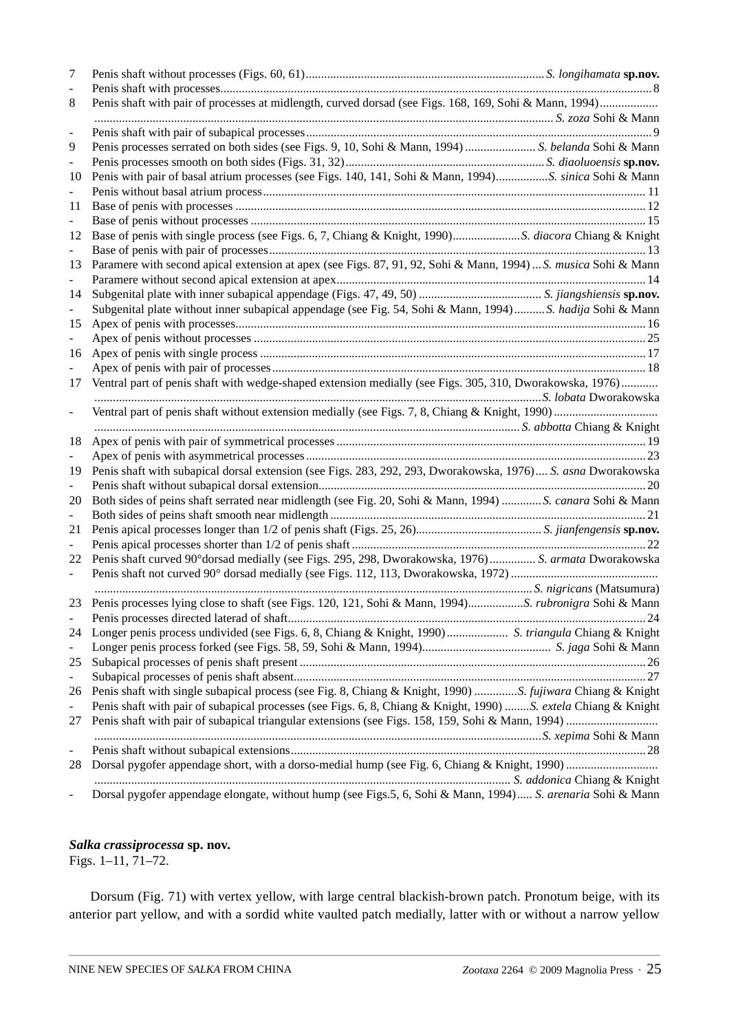7 Penis shaft without processes (Figs. 60, 61)............................................................................*S. longihamata* **sp.nov.**

\- Penis shaft with processes...........................................................................................................................................8

8 Penis shaft with pair of processes at midlength, curved dorsad (see Figs. 168, 169, Sohi & Mann, 1994)................... ...................................................................................................................................................... *S. zoza* Sohi & Mann

\- Penis shaft with pair of subapical processes...............................................................................................................9

9 Penis processes serrated on both sides (see Figs. 9, 10, Sohi & Mann, 1994) ....................... *S. belanda* Sohi & Mann

\- Penis processes smooth on both sides (Figs. 31, 32)................................................................*S. diaoluoensis* **sp.nov.**

10 Penis with pair of basal atrium processes (see Figs. 140, 141, Sohi & Mann, 1994).................*S. sinica* Sohi & Mann

\- Penis without basal atrium process.........................................................................................................................11

11 Base of penis with processes ....................................................................................................................................12

\- Base of penis without processes ..............................................................................................................................15

12 Base of penis with single process (see Figs. 6, 7, Chiang & Knight, 1990)......................*S. diacora* Chiang & Knight

\- Base of penis with pair of processes........................................................................................................................13

13 Paramere with second apical extension at apex (see Figs. 87, 91, 92, Sohi & Mann, 1994) ... *S. musica* Sohi & Mann

\- Paramere without second apical extension at apex...................................................................................................14

14 Subgenital plate with inner subapical appendage (Figs. 47, 49, 50) ......................................... *S. jiangshiensis* **sp.nov.**

\- Subgenital plate without inner subapical appendage (see Fig. 54, Sohi & Mann, 1994).......... *S. hadija* Sohi & Mann

15 Apex of penis with processes....................................................................................................................................16

\- Apex of penis without processes .............................................................................................................................25

16 Apex of penis with single process ...........................................................................................................................17

\- Apex of penis with pair of processes........................................................................................................................18

17 Ventral part of penis shaft with wedge-shaped extension medially (see Figs. 305, 310, Dworakowska, 1976)............ .................................................................................................................................................*S. lobata* Dworakowska

\- Ventral part of penis shaft without extension medially (see Figs. 7, 8, Chiang & Knight, 1990).................................. .......................................................................................................................................... *S. abbotta* Chiang & Knight

18 Apex of penis with pair of symmetrical processes ...................................................................................................19

\- Apex of penis with asymmetrical processes..............................................................................................................23

19 Penis shaft with subapical dorsal extension (see Figs. 283, 292, 293, Dworakowska, 1976).... *S. asna* Dworakowska

\- Penis shaft without subapical dorsal extension.........................................................................................................20

20 Both sides of peins shaft serrated near midlength (see Fig. 20, Sohi & Mann, 1994) .............*S. canara* Sohi & Mann

\- Both sides of peins shaft smooth near midlength .....................................................................................................21

21 Penis apical processes longer than 1/2 of penis shaft (Figs. 25, 26)......................................... *S. jianfengensis* **sp.nov.**

\- Penis apical processes shorter than 1/2 of penis shaft ..............................................................................................22

22 Penis shaft curved 90°dorsad medially (see Figs. 295, 298, Dworakowska, 1976)............... *S. armata* Dworakowska

\- Penis shaft not curved 90° dorsad medially (see Figs. 112, 113, Dworakowska, 1972)................................................ ............................................................................................................................................. *S. nigricans* (Matsumura)

23 Penis processes lying close to shaft (see Figs. 120, 121, Sohi & Mann, 1994)..................*S. rubronigra* Sohi & Mann

\- Penis processes directed laterad of shaft...................................................................................................................24

24 Longer penis process undivided (see Figs. 6, 8, Chiang & Knight, 1990).................... *S. triangula* Chiang & Knight

\- Longer penis process forked (see Figs. 58, 59, Sohi & Mann, 1994)......................................... *S. jaga* Sohi & Mann

25 Subapical processes of penis shaft present ...............................................................................................................26

\- Subapical processes of penis shaft absent.................................................................................................................27

26 Penis shaft with single subapical process (see Fig. 8, Chiang & Knight, 1990) ..............*S. fujiwara* Chiang & Knight

\- Penis shaft with pair of subapical processes (see Figs. 6, 8, Chiang & Knight, 1990) ........*S. extela* Chiang & Knight

27 Penis shaft with pair of subapical triangular extensions (see Figs. 158, 159, Sohi & Mann, 1994) ............................. .................................................................................................................................................*S. xepima* Sohi & Mann

\- Penis shaft without subapical extensions..................................................................................................................28

28 Dorsal pygofer appendage short, with a dorso-medial hump (see Fig. 6, Chiang & Knight, 1990) ............................. ...................................................................................................................................... *S. addonica* Chiang & Knight

\- Dorsal pygofer appendage elongate, without hump (see Figs.5, 6, Sohi & Mann, 1994)..... *S. arenaria* Sohi & Mann

### *Salka crassiprocessa* sp. nov.

Figs. 1–11, 71–72.

Dorsum (Fig. 71) with vertex yellow, with large central blackish-brown patch. Pronotum beige, with its anterior part yellow, and with a sordid white vaulted patch medially, latter with or without a narrow yellow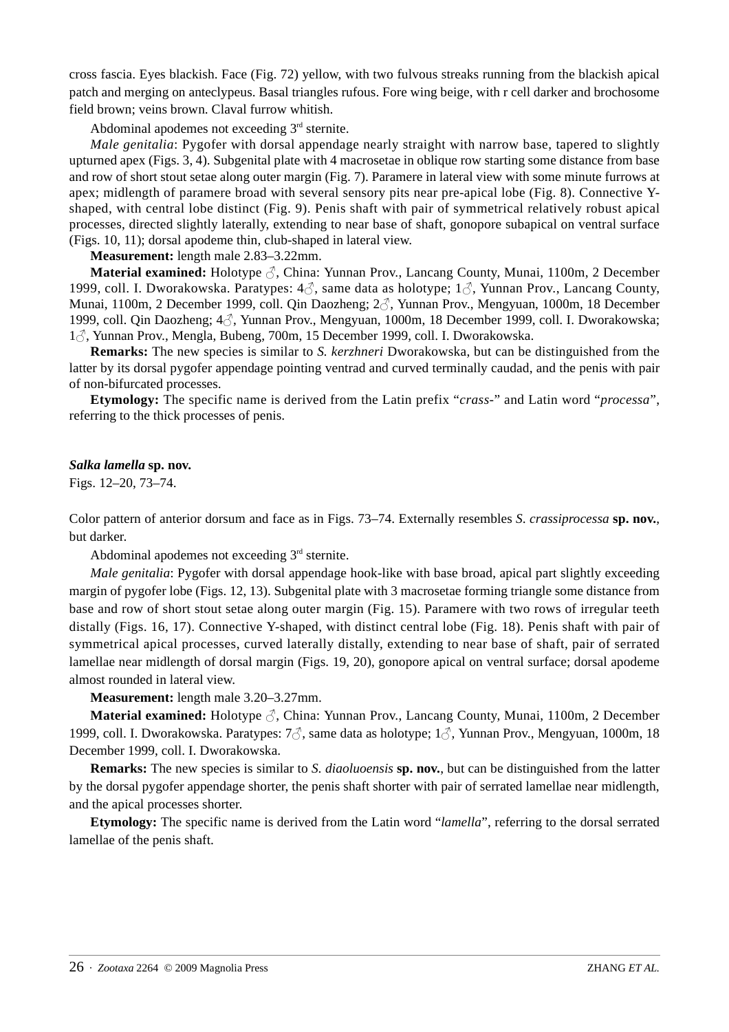cross fascia. Eyes blackish. Face (Fig. 72) yellow, with two fulvous streaks running from the blackish apical patch and merging on anteclypeus. Basal triangles rufous. Fore wing beige, with r cell darker and brochosome field brown; veins brown. Claval furrow whitish.

Abdominal apodemes not exceeding 3rd sternite.

*Male genitalia*: Pygofer with dorsal appendage nearly straight with narrow base, tapered to slightly upturned apex (Figs. 3, 4). Subgenital plate with 4 macrosetae in oblique row starting some distance from base and row of short stout setae along outer margin (Fig. 7). Paramere in lateral view with some minute furrows at apex; midlength of paramere broad with several sensory pits near pre-apical lobe (Fig. 8). Connective Y-shaped, with central lobe distinct (Fig. 9). Penis shaft with pair of symmetrical relatively robust apical processes, directed slightly laterally, extending to near base of shaft, gonopore subapical on ventral surface (Figs. 10, 11); dorsal apodeme thin, club-shaped in lateral view.

**Measurement:** length male 2.83–3.22mm.

**Material examined:** Holotype ♂, China: Yunnan Prov., Lancang County, Munai, 1100m, 2 December 1999, coll. I. Dworakowska. Paratypes: 4♂, same data as holotype; 1♂, Yunnan Prov., Lancang County, Munai, 1100m, 2 December 1999, coll. Qin Daozheng; 2♂, Yunnan Prov., Mengyuan, 1000m, 18 December 1999, coll. Qin Daozheng; 4♂, Yunnan Prov., Mengyuan, 1000m, 18 December 1999, coll. I. Dworakowska; 1♂, Yunnan Prov., Mengla, Bubeng, 700m, 15 December 1999, coll. I. Dworakowska.

**Remarks:** The new species is similar to *S. kerzhneri* Dworakowska, but can be distinguished from the latter by its dorsal pygofer appendage pointing ventrad and curved terminally caudad, and the penis with pair of non-bifurcated processes.

**Etymology:** The specific name is derived from the Latin prefix "*crass-*" and Latin word "*processa*", referring to the thick processes of penis.

***Salka lamella*** **sp. nov.**

Figs. 12–20, 73–74.

Color pattern of anterior dorsum and face as in Figs. 73–74. Externally resembles *S. crassiprocessa* **sp. nov.**, but darker.

Abdominal apodemes not exceeding 3rd sternite.

*Male genitalia*: Pygofer with dorsal appendage hook-like with base broad, apical part slightly exceeding margin of pygofer lobe (Figs. 12, 13). Subgenital plate with 3 macrosetae forming triangle some distance from base and row of short stout setae along outer margin (Fig. 15). Paramere with two rows of irregular teeth distally (Figs. 16, 17). Connective Y-shaped, with distinct central lobe (Fig. 18). Penis shaft with pair of symmetrical apical processes, curved laterally distally, extending to near base of shaft, pair of serrated lamellae near midlength of dorsal margin (Figs. 19, 20), gonopore apical on ventral surface; dorsal apodeme almost rounded in lateral view.

**Measurement:** length male 3.20–3.27mm.

**Material examined:** Holotype ♂, China: Yunnan Prov., Lancang County, Munai, 1100m, 2 December 1999, coll. I. Dworakowska. Paratypes: 7♂, same data as holotype; 1♂, Yunnan Prov., Mengyuan, 1000m, 18 December 1999, coll. I. Dworakowska.

**Remarks:** The new species is similar to *S. diaoluoensis* **sp. nov.**, but can be distinguished from the latter by the dorsal pygofer appendage shorter, the penis shaft shorter with pair of serrated lamellae near midlength, and the apical processes shorter.

**Etymology:** The specific name is derived from the Latin word "*lamella*", referring to the dorsal serrated lamellae of the penis shaft.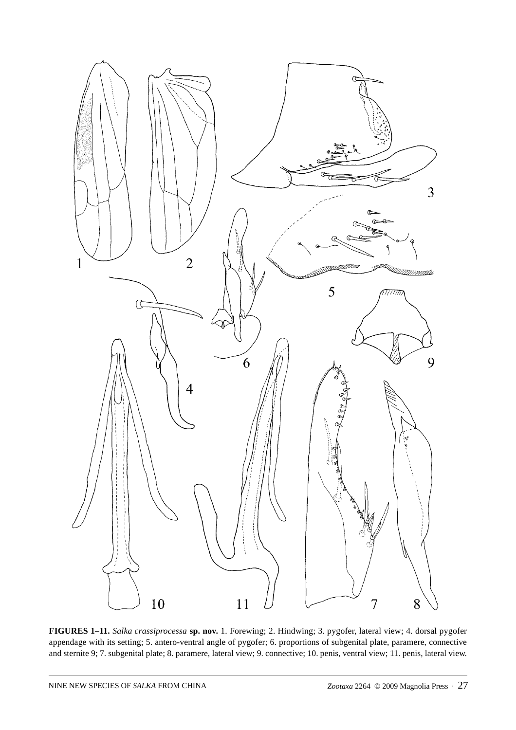**FIGURES 1–11.** *Salka crassiprocessa* **sp. nov.** 1. Forewing; 2. Hindwing; 3. pygofer, lateral view; 4. dorsal pygofer appendage with its setting; 5. antero-ventral angle of pygofer; 6. proportions of subgenital plate, paramere, connective and sternite 9; 7. subgenital plate; 8. paramere, lateral view; 9. connective; 10. penis, ventral view; 11. penis, lateral view.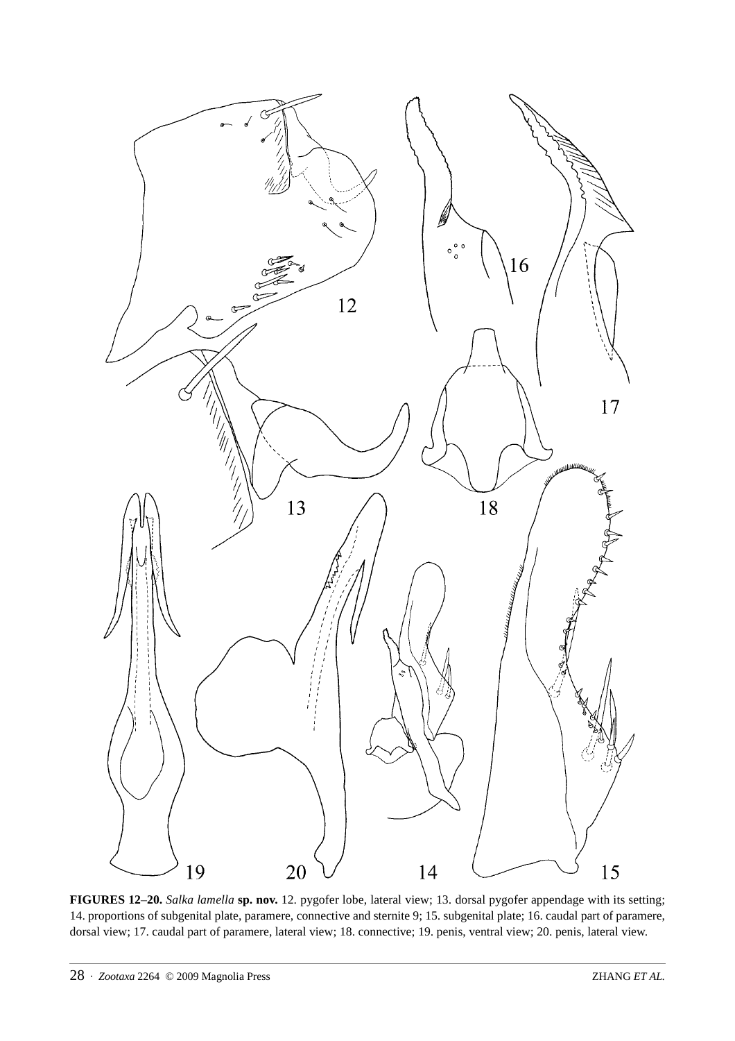**FIGURES 12–20.** *Salka lamella* **sp. nov.** 12. pygofer lobe, lateral view; 13. dorsal pygofer appendage with its setting; 14. proportions of subgenital plate, paramere, connective and sternite 9; 15. subgenital plate; 16. caudal part of paramere, dorsal view; 17. caudal part of paramere, lateral view; 18. connective; 19. penis, ventral view; 20. penis, lateral view.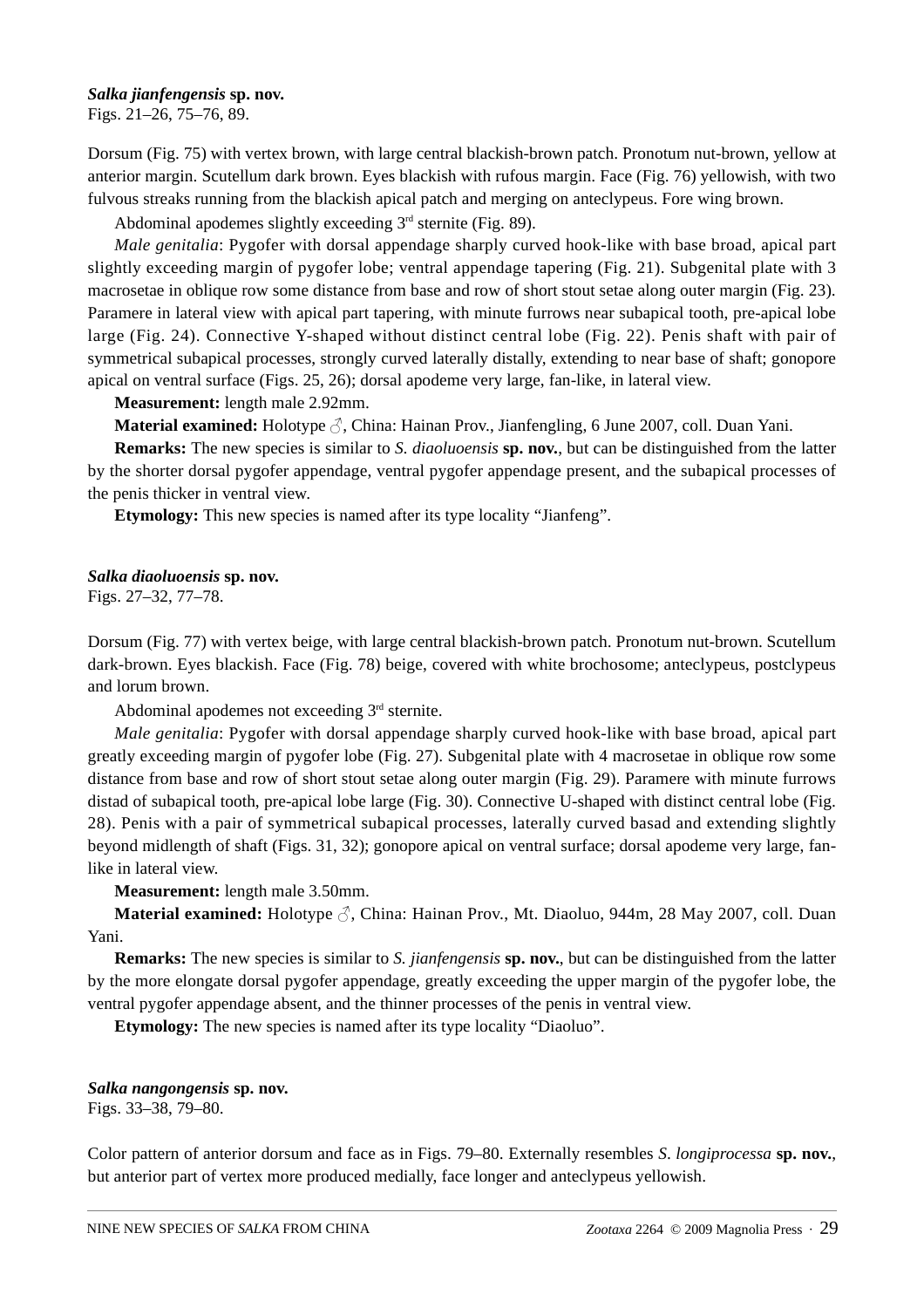***Salka jianfengensis* sp. nov.**
Figs. 21–26, 75–76, 89.

Dorsum (Fig. 75) with vertex brown, with large central blackish-brown patch. Pronotum nut-brown, yellow at anterior margin. Scutellum dark brown. Eyes blackish with rufous margin. Face (Fig. 76) yellowish, with two fulvous streaks running from the blackish apical patch and merging on anteclypeus. Fore wing brown.

Abdominal apodemes slightly exceeding 3rd sternite (Fig. 89).

*Male genitalia*: Pygofer with dorsal appendage sharply curved hook-like with base broad, apical part slightly exceeding margin of pygofer lobe; ventral appendage tapering (Fig. 21). Subgenital plate with 3 macrosetae in oblique row some distance from base and row of short stout setae along outer margin (Fig. 23). Paramere in lateral view with apical part tapering, with minute furrows near subapical tooth, pre-apical lobe large (Fig. 24). Connective Y-shaped without distinct central lobe (Fig. 22). Penis shaft with pair of symmetrical subapical processes, strongly curved laterally distally, extending to near base of shaft; gonopore apical on ventral surface (Figs. 25, 26); dorsal apodeme very large, fan-like, in lateral view.

**Measurement:** length male 2.92mm.

**Material examined:** Holotype ♂, China: Hainan Prov., Jianfengling, 6 June 2007, coll. Duan Yani.

**Remarks:** The new species is similar to *S. diaoluoensis* **sp. nov.**, but can be distinguished from the latter by the shorter dorsal pygofer appendage, ventral pygofer appendage present, and the subapical processes of the penis thicker in ventral view.

**Etymology:** This new species is named after its type locality "Jianfeng".

***Salka diaoluoensis* sp. nov.**
Figs. 27–32, 77–78.

Dorsum (Fig. 77) with vertex beige, with large central blackish-brown patch. Pronotum nut-brown. Scutellum dark-brown. Eyes blackish. Face (Fig. 78) beige, covered with white brochosome; anteclypeus, postclypeus and lorum brown.

Abdominal apodemes not exceeding 3rd sternite.

*Male genitalia*: Pygofer with dorsal appendage sharply curved hook-like with base broad, apical part greatly exceeding margin of pygofer lobe (Fig. 27). Subgenital plate with 4 macrosetae in oblique row some distance from base and row of short stout setae along outer margin (Fig. 29). Paramere with minute furrows distad of subapical tooth, pre-apical lobe large (Fig. 30). Connective U-shaped with distinct central lobe (Fig. 28). Penis with a pair of symmetrical subapical processes, laterally curved basad and extending slightly beyond midlength of shaft (Figs. 31, 32); gonopore apical on ventral surface; dorsal apodeme very large, fan-like in lateral view.

**Measurement:** length male 3.50mm.

**Material examined:** Holotype ♂, China: Hainan Prov., Mt. Diaoluo, 944m, 28 May 2007, coll. Duan Yani.

**Remarks:** The new species is similar to *S. jianfengensis* **sp. nov.**, but can be distinguished from the latter by the more elongate dorsal pygofer appendage, greatly exceeding the upper margin of the pygofer lobe, the ventral pygofer appendage absent, and the thinner processes of the penis in ventral view.

**Etymology:** The new species is named after its type locality "Diaoluo".

***Salka nangongensis* sp. nov.**
Figs. 33–38, 79–80.

Color pattern of anterior dorsum and face as in Figs. 79–80. Externally resembles *S. longiprocessa* **sp. nov.**, but anterior part of vertex more produced medially, face longer and anteclypeus yellowish.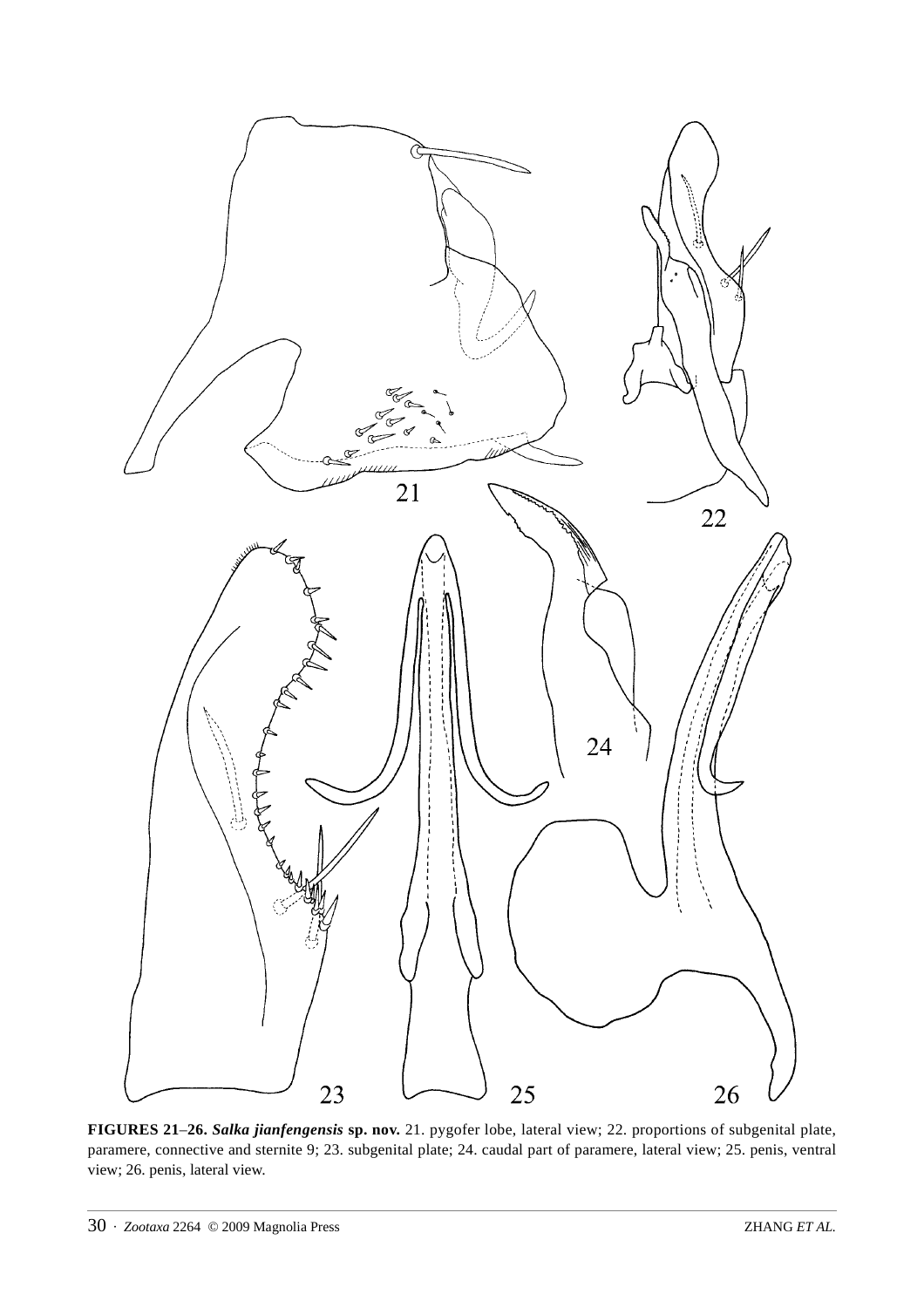**FIGURES 21–26.** ***Salka jianfengensis*** **sp. nov.** 21. pygofer lobe, lateral view; 22. proportions of subgenital plate, paramere, connective and sternite 9; 23. subgenital plate; 24. caudal part of paramere, lateral view; 25. penis, ventral view; 26. penis, lateral view.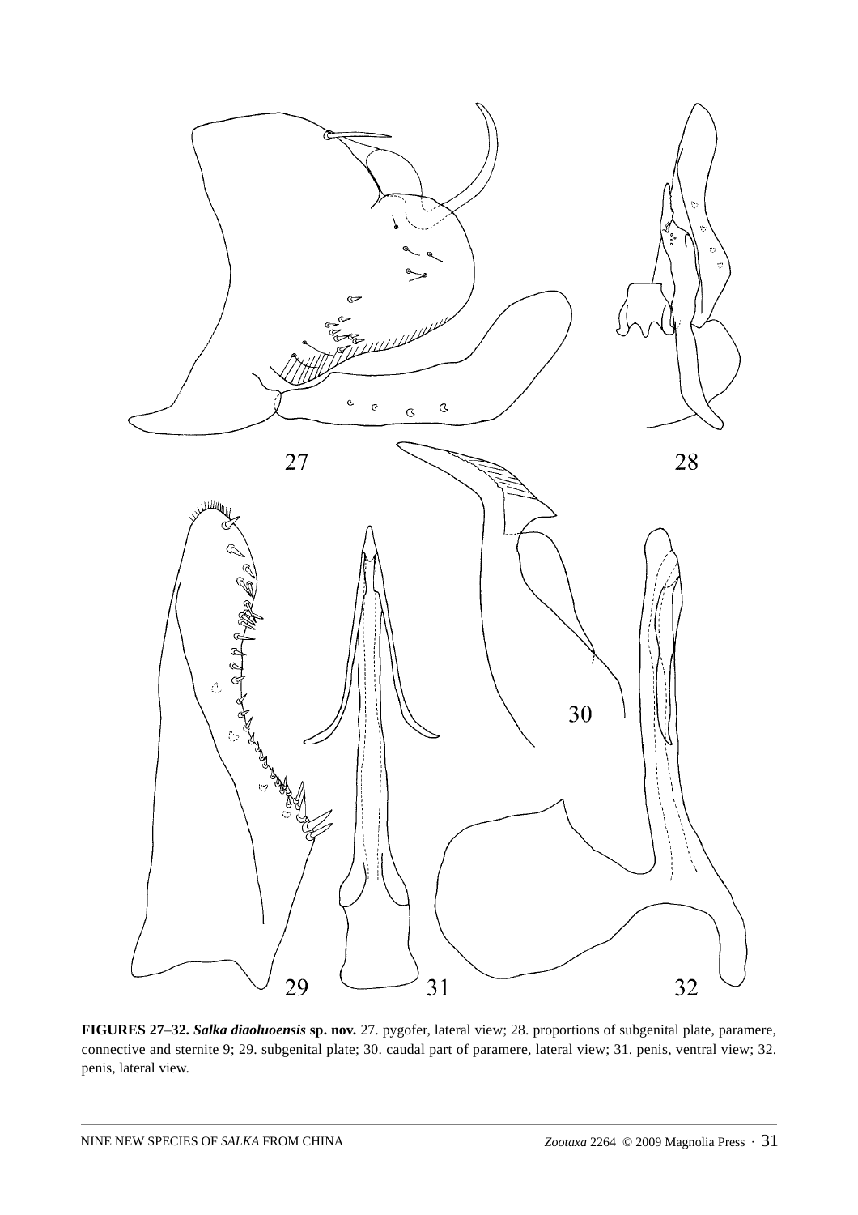**FIGURES 27–32.** ***Salka diaoluoensis*** **sp. nov.** 27. pygofer, lateral view; 28. proportions of subgenital plate, paramere, connective and sternite 9; 29. subgenital plate; 30. caudal part of paramere, lateral view; 31. penis, ventral view; 32. penis, lateral view.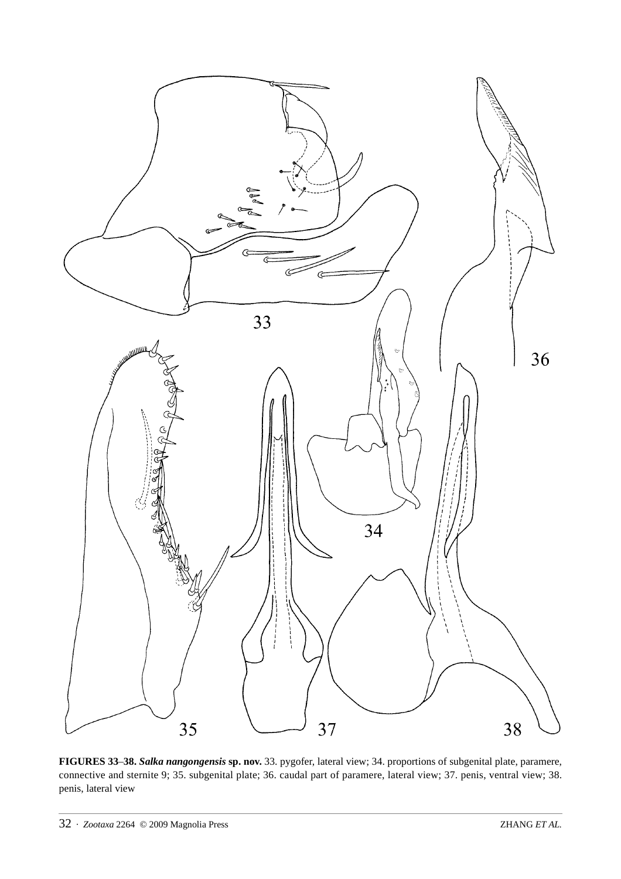**FIGURES 33–38.** ***Salka nangongensis*** **sp. nov.** 33. pygofer, lateral view; 34. proportions of subgenital plate, paramere, connective and sternite 9; 35. subgenital plate; 36. caudal part of paramere, lateral view; 37. penis, ventral view; 38. penis, lateral view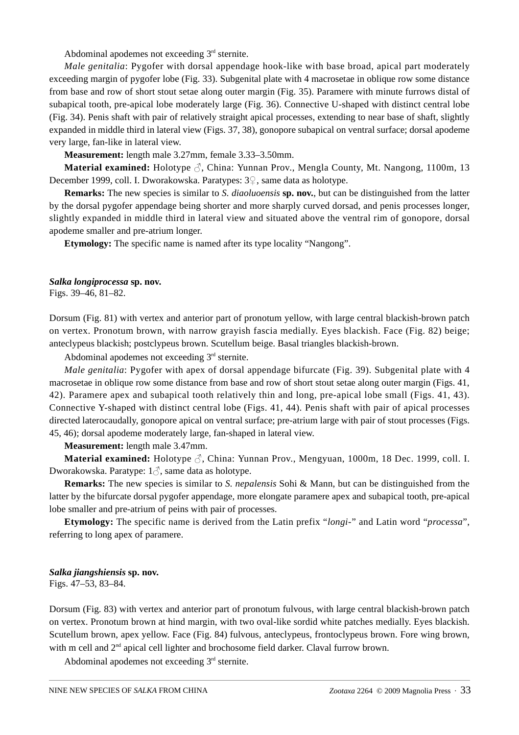Abdominal apodemes not exceeding 3rd sternite.

*Male genitalia*: Pygofer with dorsal appendage hook-like with base broad, apical part moderately exceeding margin of pygofer lobe (Fig. 33). Subgenital plate with 4 macrosetae in oblique row some distance from base and row of short stout setae along outer margin (Fig. 35). Paramere with minute furrows distal of subapical tooth, pre-apical lobe moderately large (Fig. 36). Connective U-shaped with distinct central lobe (Fig. 34). Penis shaft with pair of relatively straight apical processes, extending to near base of shaft, slightly expanded in middle third in lateral view (Figs. 37, 38), gonopore subapical on ventral surface; dorsal apodeme very large, fan-like in lateral view.

**Measurement:** length male 3.27mm, female 3.33–3.50mm.

**Material examined:** Holotype ♂, China: Yunnan Prov., Mengla County, Mt. Nangong, 1100m, 13 December 1999, coll. I. Dworakowska. Paratypes: 3♀, same data as holotype.

**Remarks:** The new species is similar to *S. diaoluoensis* **sp. nov.**, but can be distinguished from the latter by the dorsal pygofer appendage being shorter and more sharply curved dorsad, and penis processes longer, slightly expanded in middle third in lateral view and situated above the ventral rim of gonopore, dorsal apodeme smaller and pre-atrium longer.

**Etymology:** The specific name is named after its type locality "Nangong".

***Salka longiprocessa*** **sp. nov.**

Figs. 39–46, 81–82.

Dorsum (Fig. 81) with vertex and anterior part of pronotum yellow, with large central blackish-brown patch on vertex. Pronotum brown, with narrow grayish fascia medially. Eyes blackish. Face (Fig. 82) beige; anteclypeus blackish; postclypeus brown. Scutellum beige. Basal triangles blackish-brown.

Abdominal apodemes not exceeding 3rd sternite.

*Male genitalia*: Pygofer with apex of dorsal appendage bifurcate (Fig. 39). Subgenital plate with 4 macrosetae in oblique row some distance from base and row of short stout setae along outer margin (Figs. 41, 42). Paramere apex and subapical tooth relatively thin and long, pre-apical lobe small (Figs. 41, 43). Connective Y-shaped with distinct central lobe (Figs. 41, 44). Penis shaft with pair of apical processes directed laterocaudally, gonopore apical on ventral surface; pre-atrium large with pair of stout processes (Figs. 45, 46); dorsal apodeme moderately large, fan-shaped in lateral view.

**Measurement:** length male 3.47mm.

**Material examined:** Holotype ♂, China: Yunnan Prov., Mengyuan, 1000m, 18 Dec. 1999, coll. I. Dworakowska. Paratype: 1♂, same data as holotype.

**Remarks:** The new species is similar to *S. nepalensis* Sohi & Mann, but can be distinguished from the latter by the bifurcate dorsal pygofer appendage, more elongate paramere apex and subapical tooth, pre-apical lobe smaller and pre-atrium of peins with pair of processes.

**Etymology:** The specific name is derived from the Latin prefix "*longi*-" and Latin word "*processa*", referring to long apex of paramere.

***Salka jiangshiensis*** **sp. nov.**

Figs. 47–53, 83–84.

Dorsum (Fig. 83) with vertex and anterior part of pronotum fulvous, with large central blackish-brown patch on vertex. Pronotum brown at hind margin, with two oval-like sordid white patches medially. Eyes blackish. Scutellum brown, apex yellow. Face (Fig. 84) fulvous, anteclypeus, frontoclypeus brown. Fore wing brown, with m cell and 2nd apical cell lighter and brochosome field darker. Claval furrow brown.

Abdominal apodemes not exceeding 3rd sternite.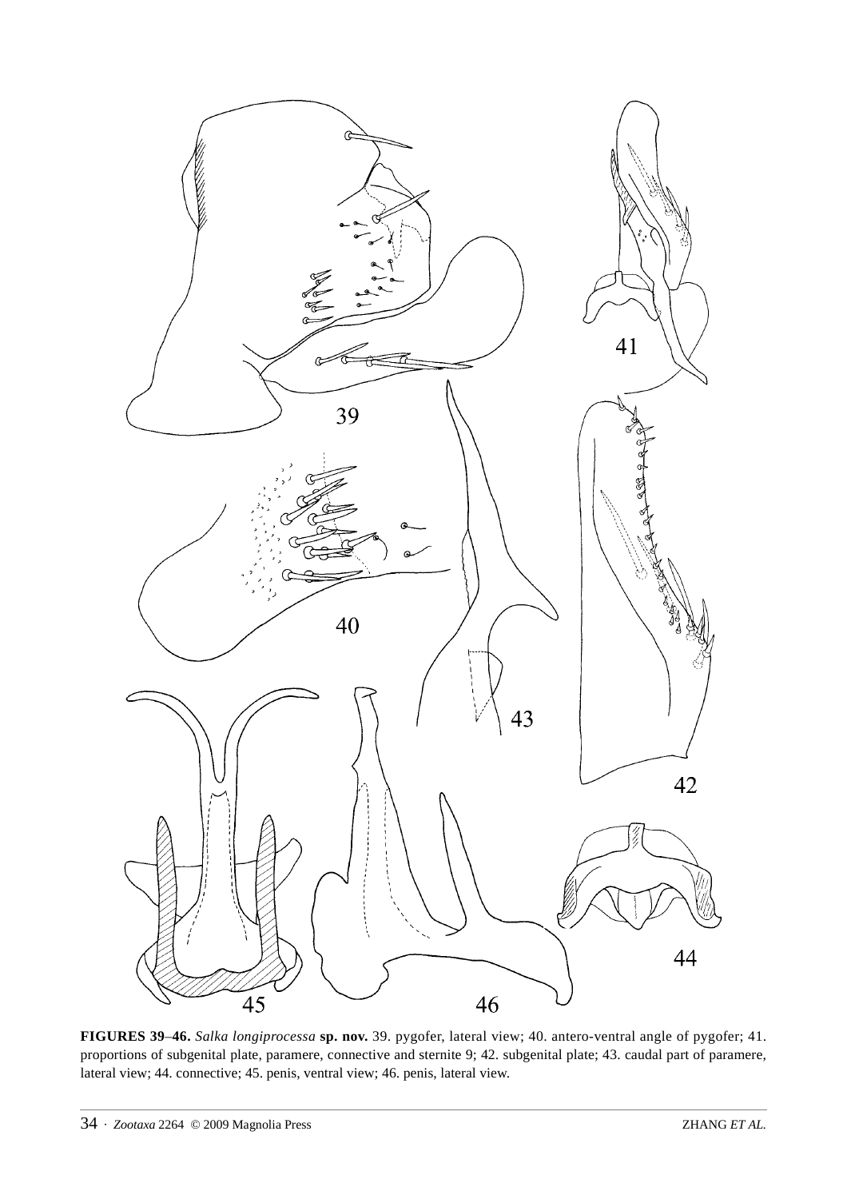**FIGURES 39–46.** *Salka longiprocessa* **sp. nov.** 39. pygofer, lateral view; 40. antero-ventral angle of pygofer; 41. proportions of subgenital plate, paramere, connective and sternite 9; 42. subgenital plate; 43. caudal part of paramere, lateral view; 44. connective; 45. penis, ventral view; 46. penis, lateral view.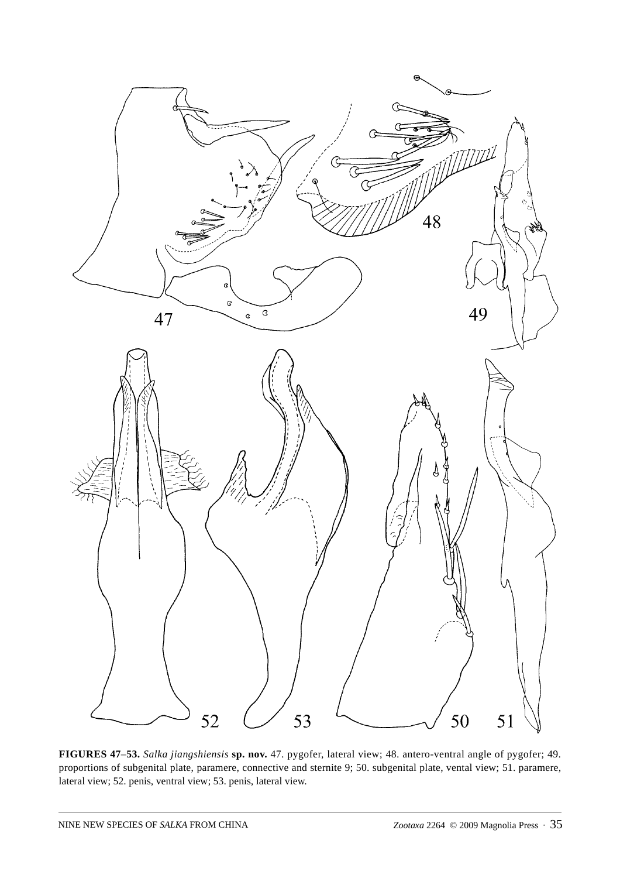**FIGURES 47–53.** *Salka jiangshiensis* **sp. nov.** 47. pygofer, lateral view; 48. antero-ventral angle of pygofer; 49. proportions of subgenital plate, paramere, connective and sternite 9; 50. subgenital plate, vental view; 51. paramere, lateral view; 52. penis, ventral view; 53. penis, lateral view.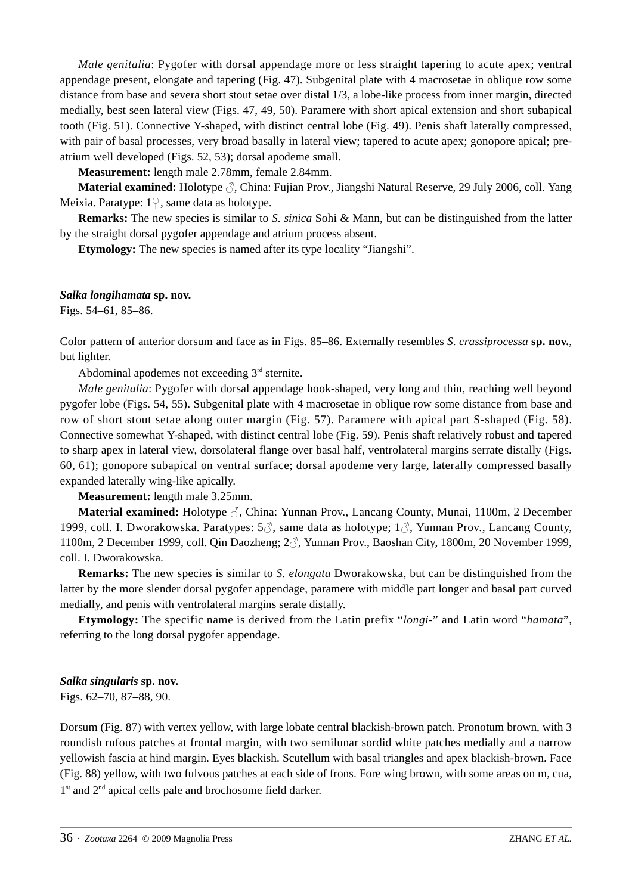*Male genitalia*: Pygofer with dorsal appendage more or less straight tapering to acute apex; ventral appendage present, elongate and tapering (Fig. 47). Subgenital plate with 4 macrosetae in oblique row some distance from base and severa short stout setae over distal 1/3, a lobe-like process from inner margin, directed medially, best seen lateral view (Figs. 47, 49, 50). Paramere with short apical extension and short subapical tooth (Fig. 51). Connective Y-shaped, with distinct central lobe (Fig. 49). Penis shaft laterally compressed, with pair of basal processes, very broad basally in lateral view; tapered to acute apex; gonopore apical; pre-atrium well developed (Figs. 52, 53); dorsal apodeme small.

**Measurement:** length male 2.78mm, female 2.84mm.

**Material examined:** Holotype ♂, China: Fujian Prov., Jiangshi Natural Reserve, 29 July 2006, coll. Yang Meixia. Paratype: 1♀, same data as holotype.

**Remarks:** The new species is similar to *S. sinica* Sohi & Mann, but can be distinguished from the latter by the straight dorsal pygofer appendage and atrium process absent.

**Etymology:** The new species is named after its type locality "Jiangshi".

***Salka longihamata* sp. nov.**

Figs. 54–61, 85–86.

Color pattern of anterior dorsum and face as in Figs. 85–86. Externally resembles *S. crassiprocessa* **sp. nov.**, but lighter.

Abdominal apodemes not exceeding 3rd sternite.

*Male genitalia*: Pygofer with dorsal appendage hook-shaped, very long and thin, reaching well beyond pygofer lobe (Figs. 54, 55). Subgenital plate with 4 macrosetae in oblique row some distance from base and row of short stout setae along outer margin (Fig. 57). Paramere with apical part S-shaped (Fig. 58). Connective somewhat Y-shaped, with distinct central lobe (Fig. 59). Penis shaft relatively robust and tapered to sharp apex in lateral view, dorsolateral flange over basal half, ventrolateral margins serrate distally (Figs. 60, 61); gonopore subapical on ventral surface; dorsal apodeme very large, laterally compressed basally expanded laterally wing-like apically.

**Measurement:** length male 3.25mm.

**Material examined:** Holotype ♂, China: Yunnan Prov., Lancang County, Munai, 1100m, 2 December 1999, coll. I. Dworakowska. Paratypes: 5♂, same data as holotype; 1♂, Yunnan Prov., Lancang County, 1100m, 2 December 1999, coll. Qin Daozheng; 2♂, Yunnan Prov., Baoshan City, 1800m, 20 November 1999, coll. I. Dworakowska.

**Remarks:** The new species is similar to *S. elongata* Dworakowska, but can be distinguished from the latter by the more slender dorsal pygofer appendage, paramere with middle part longer and basal part curved medially, and penis with ventrolateral margins serate distally.

**Etymology:** The specific name is derived from the Latin prefix "*longi*-" and Latin word "*hamata*", referring to the long dorsal pygofer appendage.

***Salka singularis* sp. nov.**

Figs. 62–70, 87–88, 90.

Dorsum (Fig. 87) with vertex yellow, with large lobate central blackish-brown patch. Pronotum brown, with 3 roundish rufous patches at frontal margin, with two semilunar sordid white patches medially and a narrow yellowish fascia at hind margin. Eyes blackish. Scutellum with basal triangles and apex blackish-brown. Face (Fig. 88) yellow, with two fulvous patches at each side of frons. Fore wing brown, with some areas on m, cua, 1st and 2nd apical cells pale and brochosome field darker.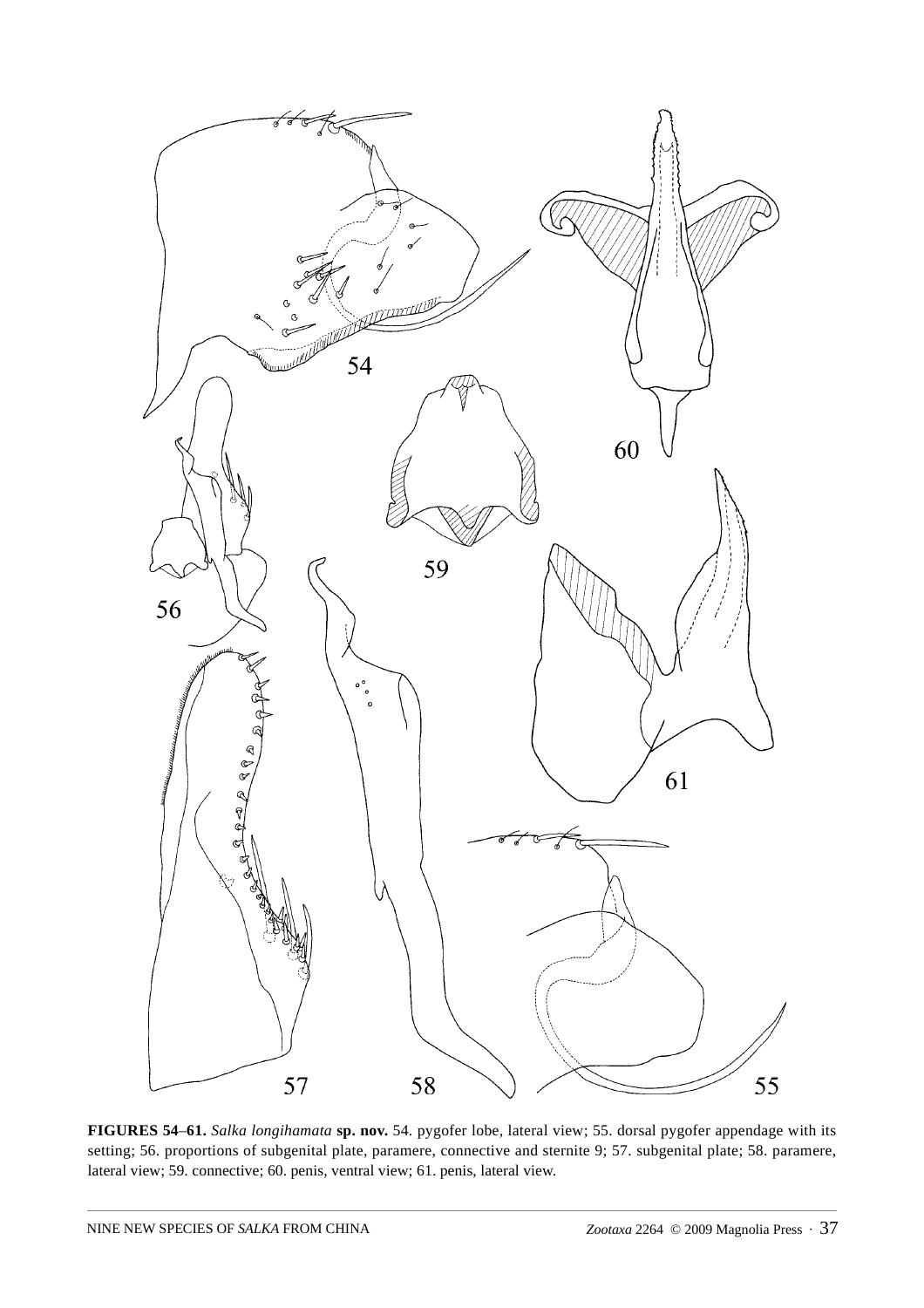**FIGURES 54–61.** *Salka longihamata* **sp. nov.** 54. pygofer lobe, lateral view; 55. dorsal pygofer appendage with its setting; 56. proportions of subgenital plate, paramere, connective and sternite 9; 57. subgenital plate; 58. paramere, lateral view; 59. connective; 60. penis, ventral view; 61. penis, lateral view.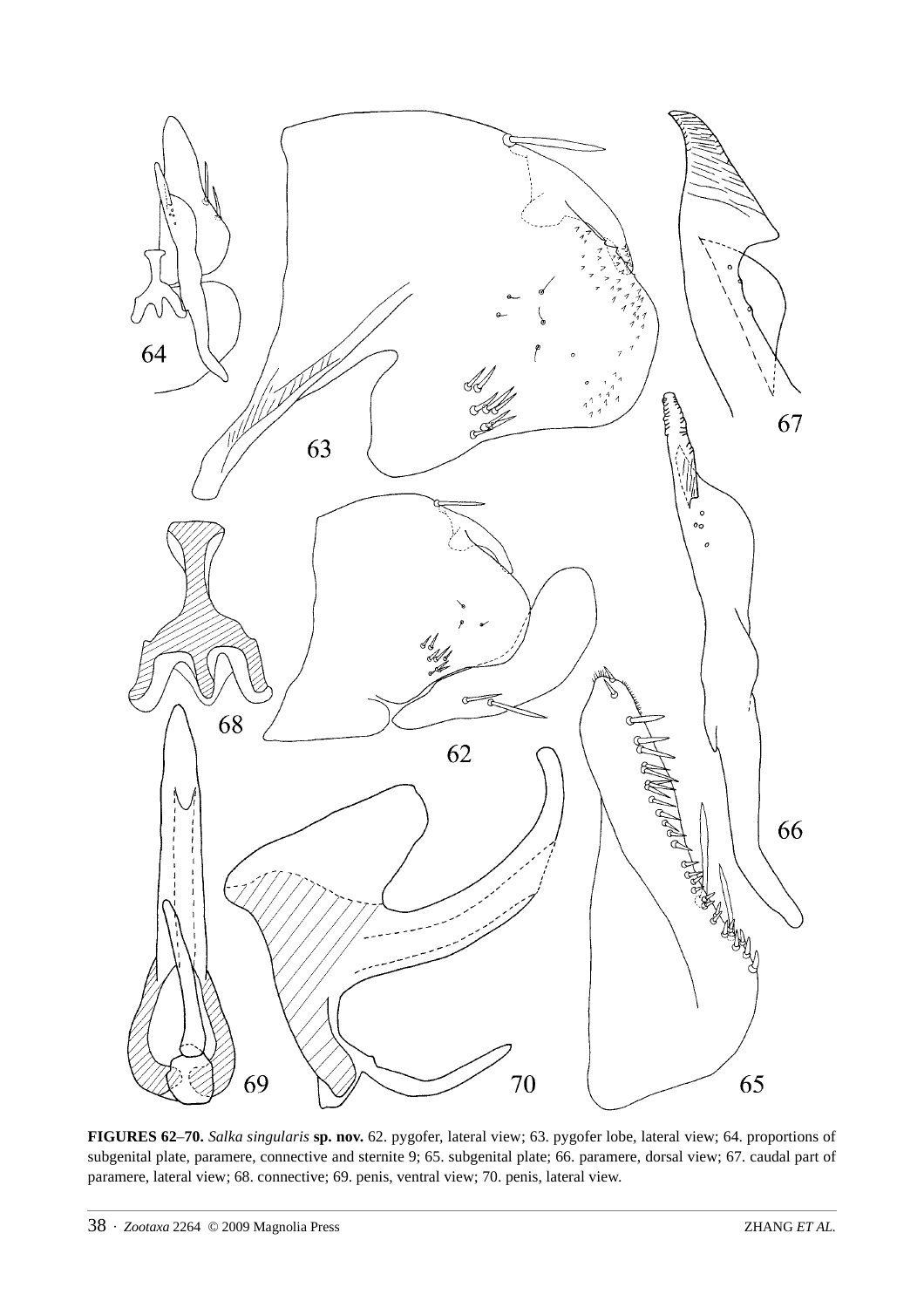**FIGURES 62–70.** *Salka singularis* **sp. nov.** 62. pygofer, lateral view; 63. pygofer lobe, lateral view; 64. proportions of subgenital plate, paramere, connective and sternite 9; 65. subgenital plate; 66. paramere, dorsal view; 67. caudal part of paramere, lateral view; 68. connective; 69. penis, ventral view; 70. penis, lateral view.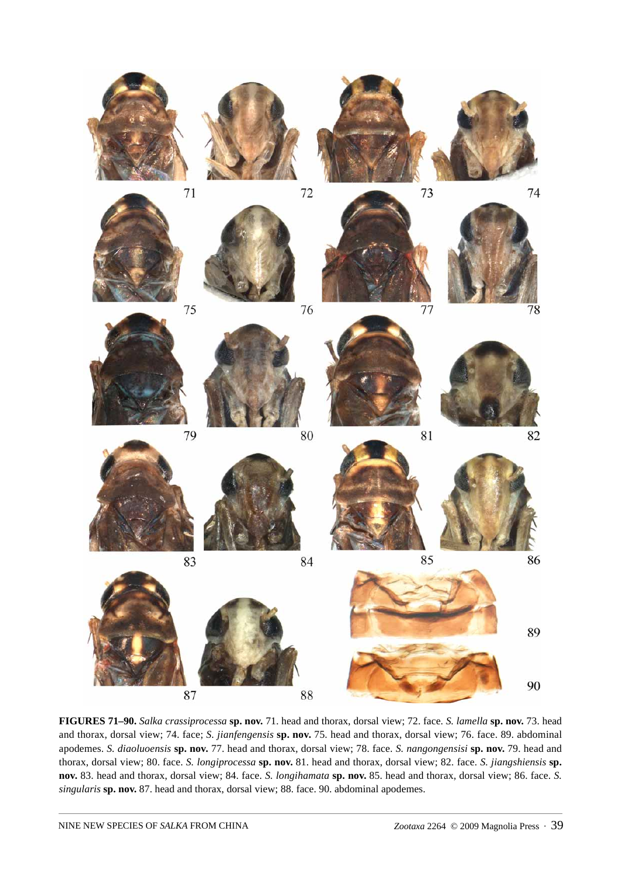**FIGURES 71–90.** *Salka crassiprocessa* **sp. nov.** 71. head and thorax, dorsal view; 72. face. *S. lamella* **sp. nov.** 73. head and thorax, dorsal view; 74. face; *S. jianfengensis* **sp. nov.** 75. head and thorax, dorsal view; 76. face. 89. abdominal apodemes. *S. diaoluoensis* **sp. nov.** 77. head and thorax, dorsal view; 78. face. *S. nangongensisi* **sp. nov.** 79. head and thorax, dorsal view; 80. face. *S. longiprocessa* **sp. nov.** 81. head and thorax, dorsal view; 82. face. *S. jiangshiensis* **sp. nov.** 83. head and thorax, dorsal view; 84. face. *S. longihamata* **sp. nov.** 85. head and thorax, dorsal view; 86. face. *S. singularis* **sp. nov.** 87. head and thorax, dorsal view; 88. face. 90. abdominal apodemes.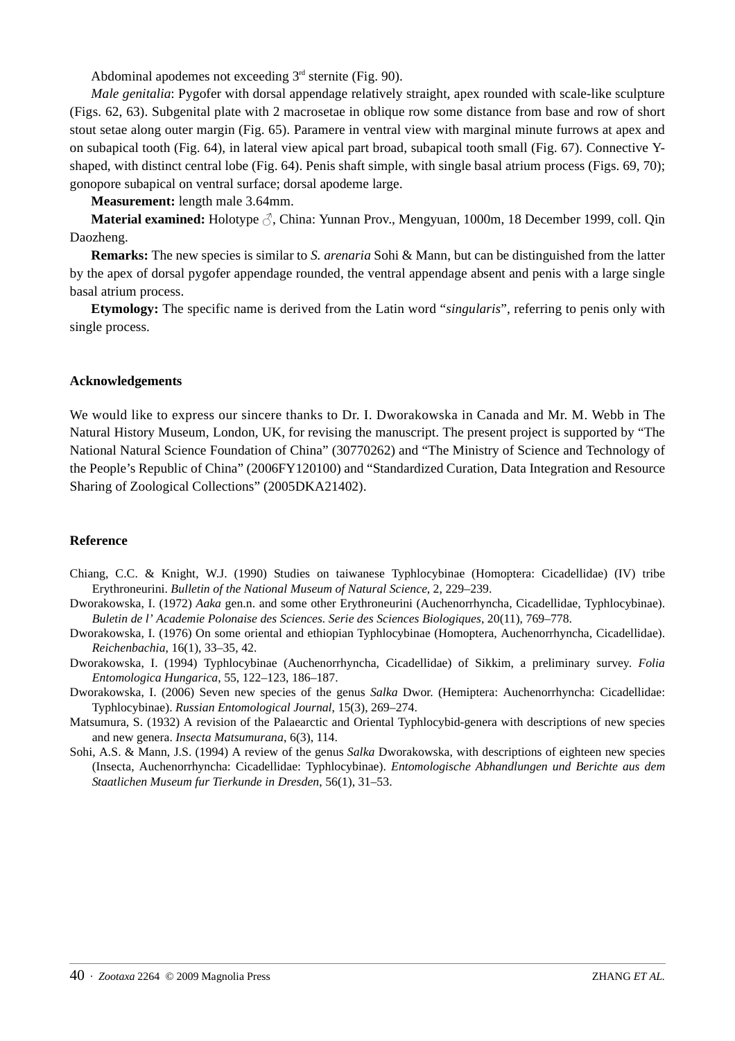Abdominal apodemes not exceeding 3rd sternite (Fig. 90).

*Male genitalia*: Pygofer with dorsal appendage relatively straight, apex rounded with scale-like sculpture (Figs. 62, 63). Subgenital plate with 2 macrosetae in oblique row some distance from base and row of short stout setae along outer margin (Fig. 65). Paramere in ventral view with marginal minute furrows at apex and on subapical tooth (Fig. 64), in lateral view apical part broad, subapical tooth small (Fig. 67). Connective Y-shaped, with distinct central lobe (Fig. 64). Penis shaft simple, with single basal atrium process (Figs. 69, 70); gonopore subapical on ventral surface; dorsal apodeme large.

**Measurement:** length male 3.64mm.

**Material examined:** Holotype ♂, China: Yunnan Prov., Mengyuan, 1000m, 18 December 1999, coll. Qin Daozheng.

**Remarks:** The new species is similar to *S. arenaria* Sohi & Mann, but can be distinguished from the latter by the apex of dorsal pygofer appendage rounded, the ventral appendage absent and penis with a large single basal atrium process.

**Etymology:** The specific name is derived from the Latin word "*singularis*", referring to penis only with single process.

## Acknowledgements

We would like to express our sincere thanks to Dr. I. Dworakowska in Canada and Mr. M. Webb in The Natural History Museum, London, UK, for revising the manuscript. The present project is supported by "The National Natural Science Foundation of China" (30770262) and "The Ministry of Science and Technology of the People's Republic of China" (2006FY120100) and "Standardized Curation, Data Integration and Resource Sharing of Zoological Collections" (2005DKA21402).

## Reference

Chiang, C.C. & Knight, W.J. (1990) Studies on taiwanese Typhlocybinae (Homoptera: Cicadellidae) (IV) tribe Erythroneurini. *Bulletin of the National Museum of Natural Science*, 2, 229–239.

Dworakowska, I. (1972) *Aaka* gen.n. and some other Erythroneurini (Auchenorrhyncha, Cicadellidae, Typhlocybinae). *Buletin de l' Academie Polonaise des Sciences. Serie des Sciences Biologiques*, 20(11), 769–778.

Dworakowska, I. (1976) On some oriental and ethiopian Typhlocybinae (Homoptera, Auchenorrhyncha, Cicadellidae). *Reichenbachia*, 16(1), 33–35, 42.

Dworakowska, I. (1994) Typhlocybinae (Auchenorrhyncha, Cicadellidae) of Sikkim, a preliminary survey. *Folia Entomologica Hungarica*, 55, 122–123, 186–187.

Dworakowska, I. (2006) Seven new species of the genus *Salka* Dwor. (Hemiptera: Auchenorrhyncha: Cicadellidae: Typhlocybinae). *Russian Entomological Journal*, 15(3), 269–274.

Matsumura, S. (1932) A revision of the Palaearctic and Oriental Typhlocybid-genera with descriptions of new species and new genera. *Insecta Matsumurana*, 6(3), 114.

Sohi, A.S. & Mann, J.S. (1994) A review of the genus *Salka* Dworakowska, with descriptions of eighteen new species (Insecta, Auchenorrhyncha: Cicadellidae: Typhlocybinae). *Entomologische Abhandlungen und Berichte aus dem Staatlichen Museum fur Tierkunde in Dresden*, 56(1), 31–53.